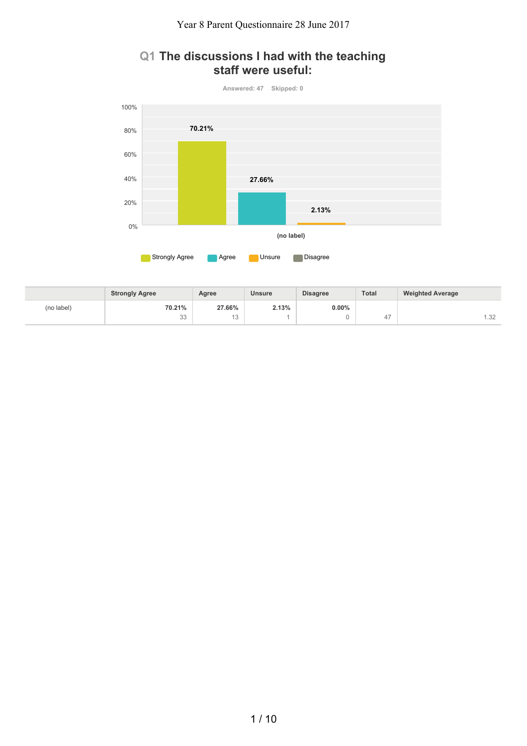Year 8 Parent Questionnaire 28 June 2017

## Q1 The discussions I had with the teaching staff were useful:

Answered: 47 Skipped: 0

| | Strongly Agree | Agree | Unsure | Disagree | Total | Weighted Average |
|---|---|---|---|---|---|---|
| (no label) | 70.21%<br>33 | 27.66%<br>13 | 2.13%<br>1 | 0.00%<br>0 | 47 | 1.32 |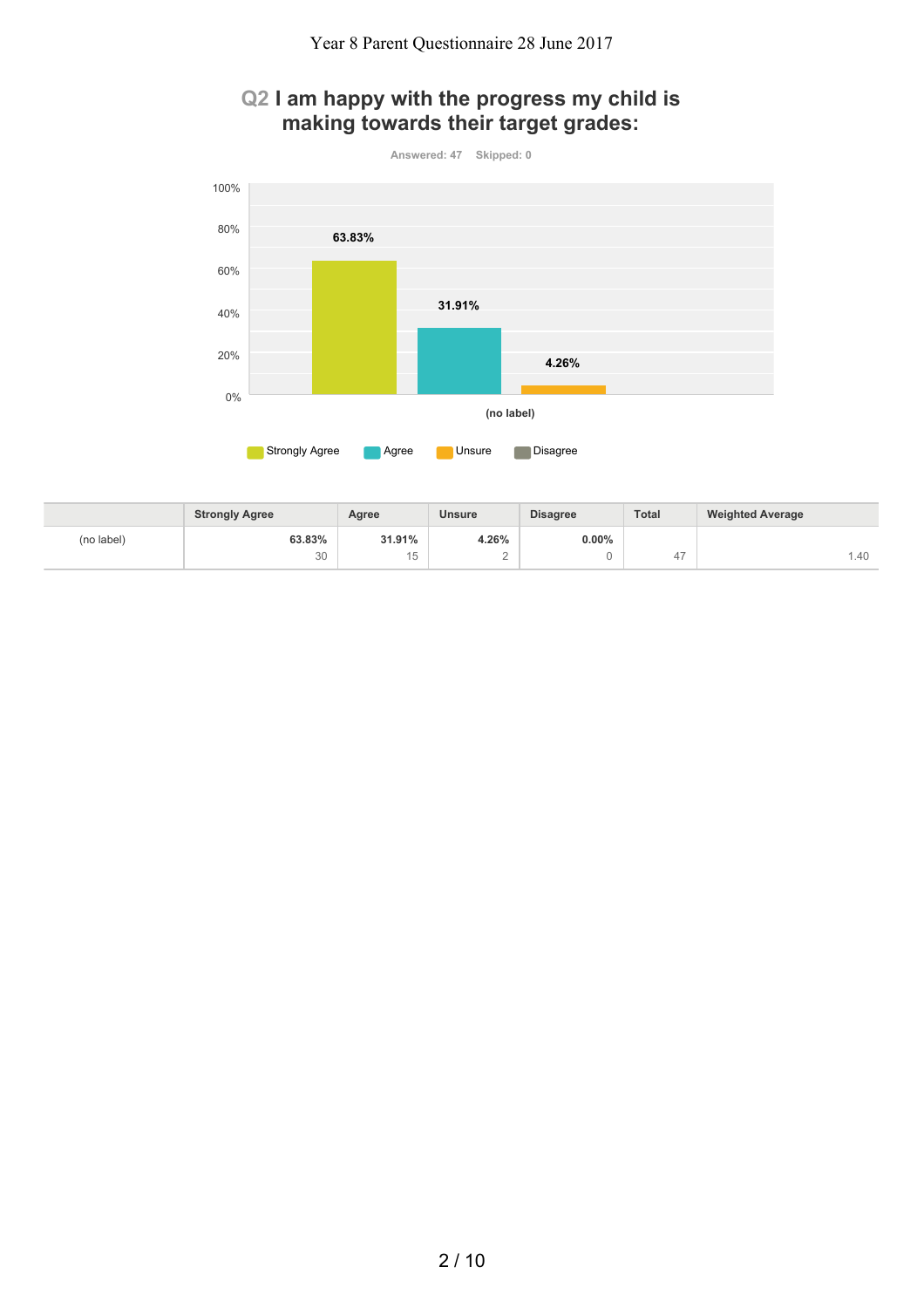## Q2 I am happy with the progress my child is making towards their target grades:

Answered: 47    Skipped: 0

|  | Strongly Agree | Agree | Unsure | Disagree | Total | Weighted Average |
|---|---|---|---|---|---|---|
| (no label) | 63.83% 30 | 31.91% 15 | 4.26% 2 | 0.00% 0 | 47 | 1.40 |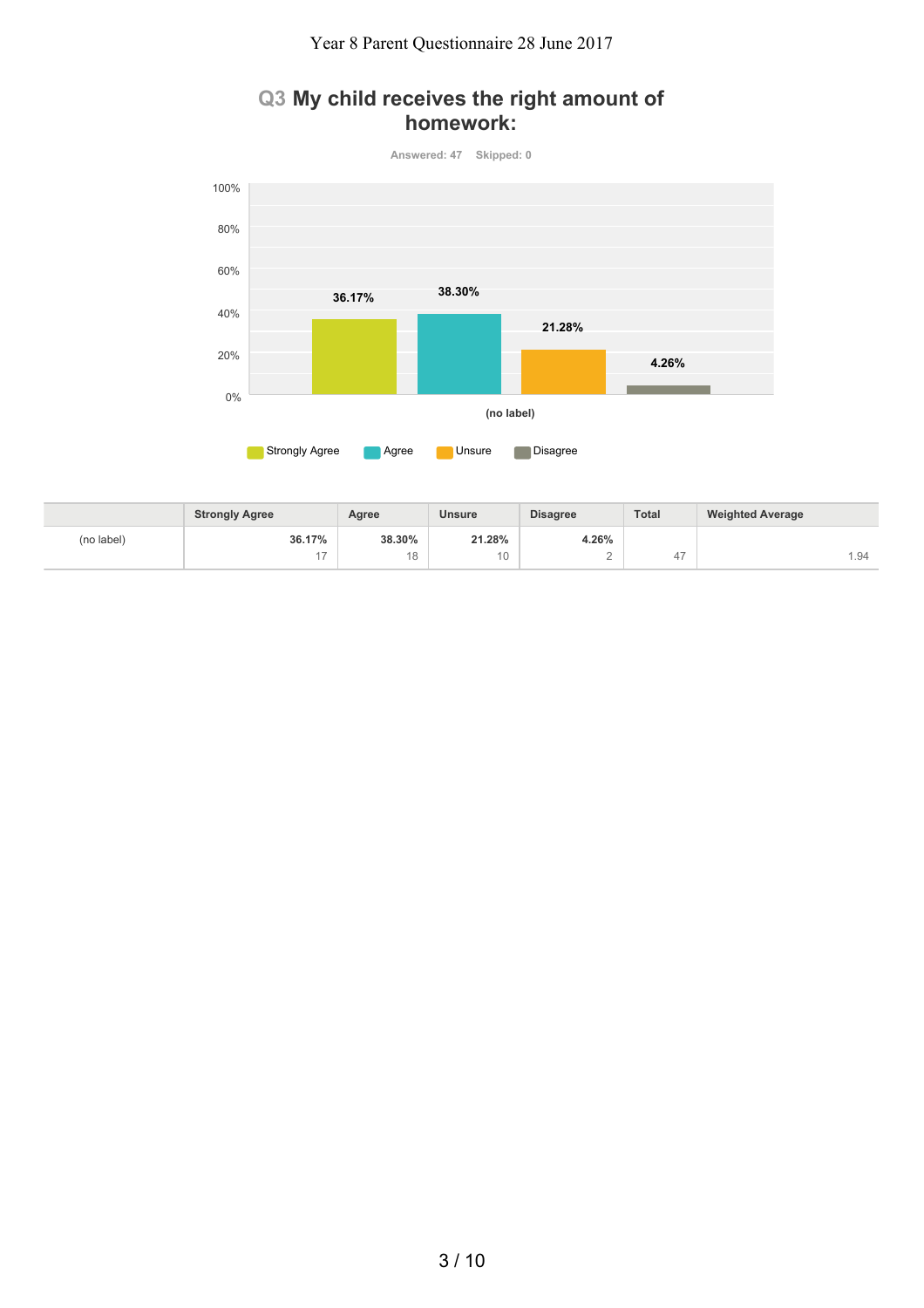# Q3 My child receives the right amount of homework:

Answered: 47 Skipped: 0

| | Strongly Agree | Agree | Unsure | Disagree | Total | Weighted Average |
|---|---|---|---|---|---|---|
| (no label) | 36.17% 17 | 38.30% 18 | 21.28% 10 | 4.26% 2 | 47 | 1.94 |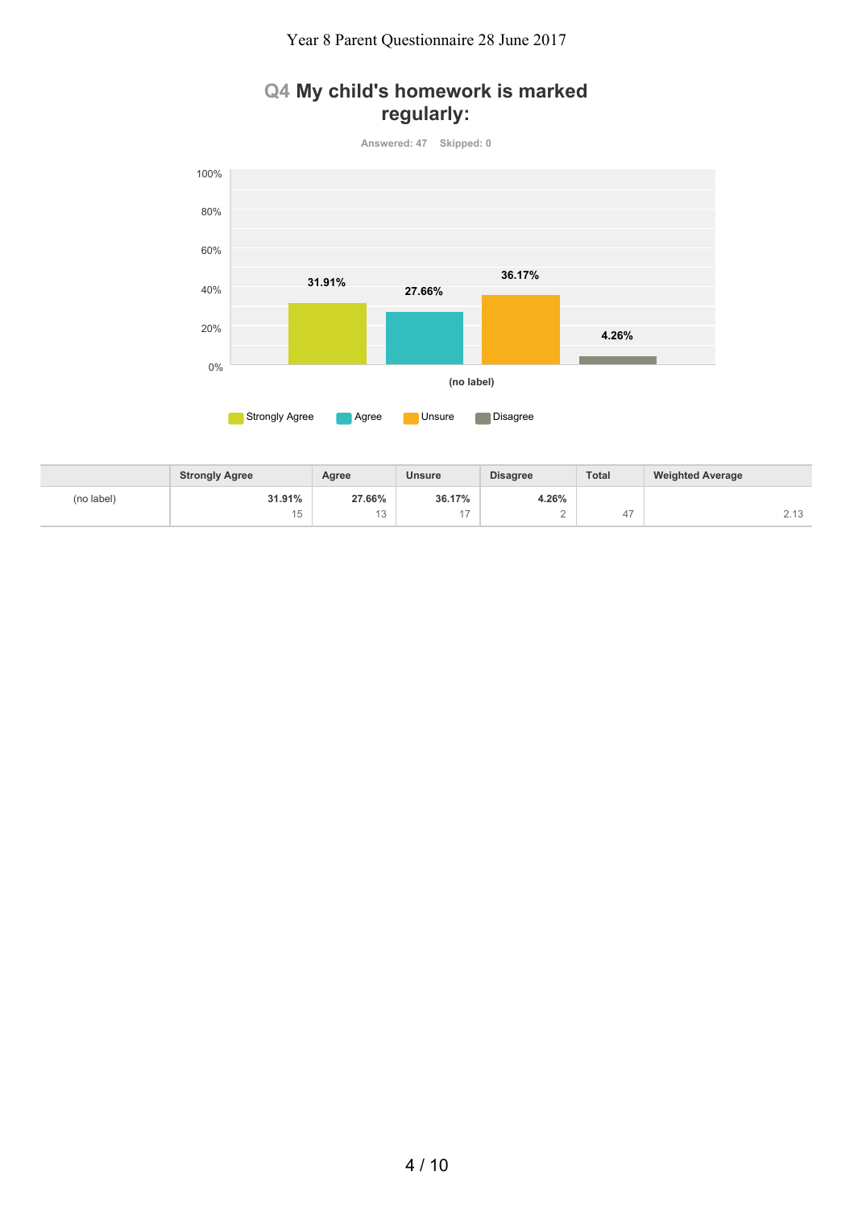Year 8 Parent Questionnaire 28 June 2017

## Q4 My child's homework is marked regularly:

Answered: 47    Skipped: 0

| Option | Percentage |
|---|---|
| Strongly Agree | 31.91% |
| Agree | 27.66% |
| Unsure | 36.17% |
| Disagree | 4.26% |

(no label)

Strongly Agree    Agree    Unsure    Disagree

| | Strongly Agree | Agree | Unsure | Disagree | Total | Weighted Average |
|---|---|---|---|---|---|---|
| (no label) | 31.91%<br>15 | 27.66%<br>13 | 36.17%<br>17 | 4.26%<br>2 | 47 | 2.13 |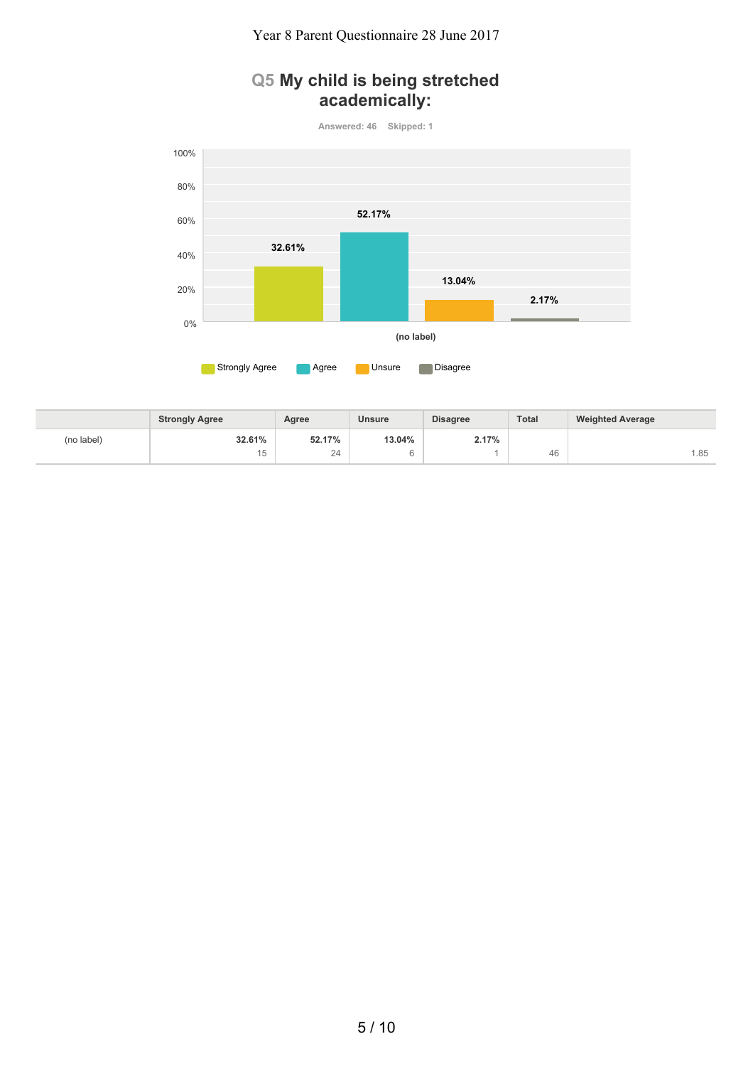Year 8 Parent Questionnaire 28 June 2017

## Q5 My child is being stretched academically:

Answered: 46    Skipped: 1

| | Strongly Agree | Agree | Unsure | Disagree | Total | Weighted Average |
|---|---|---|---|---|---|---|
| (no label) | **32.61%** 15 | **52.17%** 24 | **13.04%** 6 | **2.17%** 1 | 46 | 1.85 |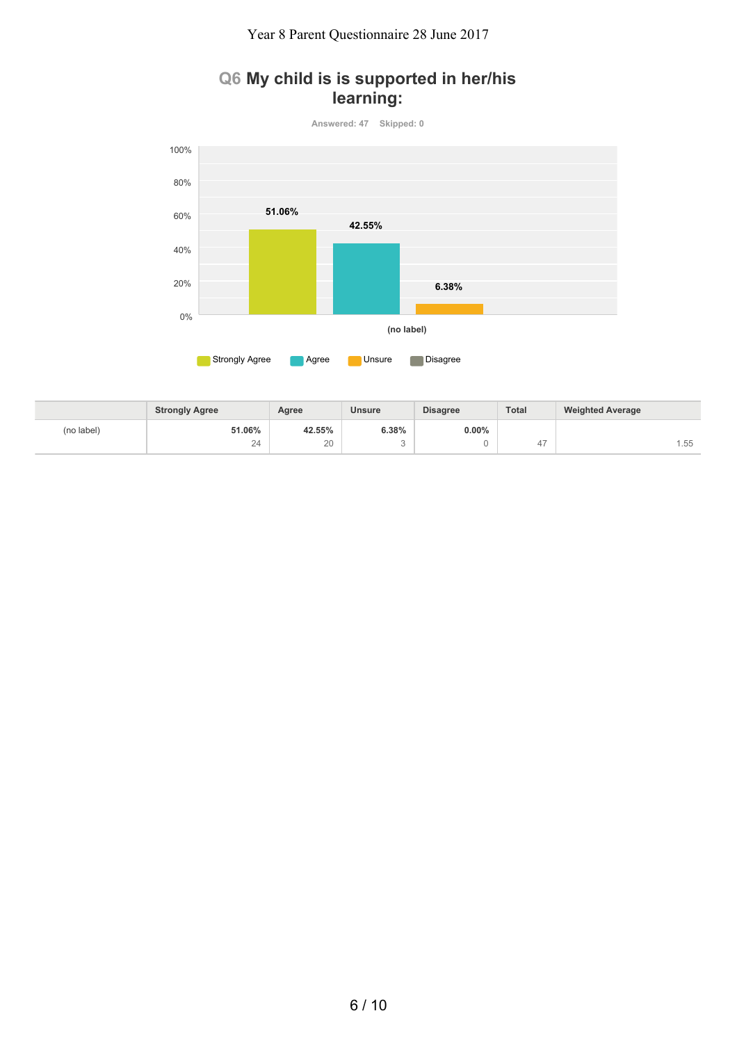## Q6 My child is is supported in her/his learning:

Answered: 47 Skipped: 0

100%
80%
60%
40%
20%
0%

51.06%
42.55%
6.38%

(no label)

Strongly Agree Agree Unsure Disagree

| | Strongly Agree | Agree | Unsure | Disagree | Total | Weighted Average |
|---|---|---|---|---|---|---|
| (no label) | 51.06% 24 | 42.55% 20 | 6.38% 3 | 0.00% 0 | 47 | 1.55 |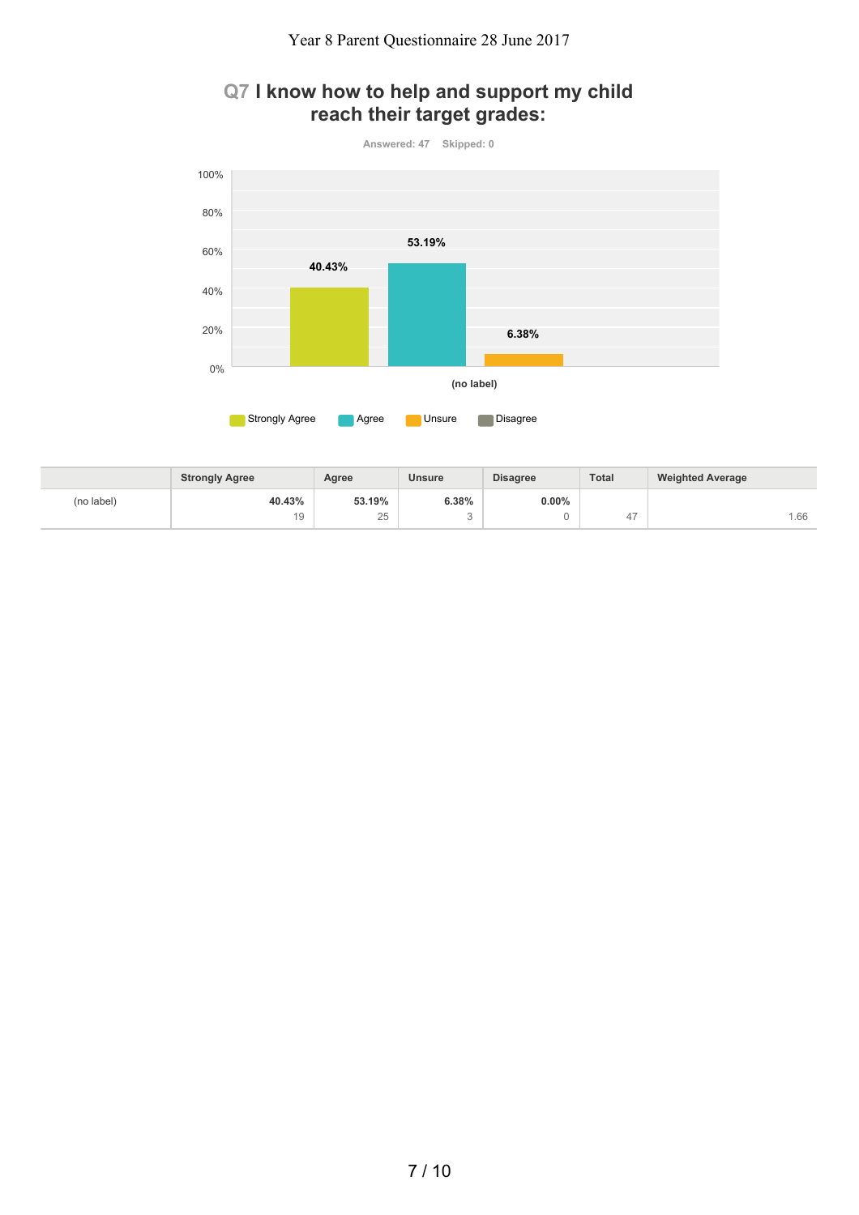## Q7 I know how to help and support my child reach their target grades:

Answered: 47 Skipped: 0

| | Strongly Agree | Agree | Unsure | Disagree | Total | Weighted Average |
|---|---|---|---|---|---|---|
| (no label) | 40.43%<br>19 | 53.19%<br>25 | 6.38%<br>3 | 0.00%<br>0 | 47 | 1.66 |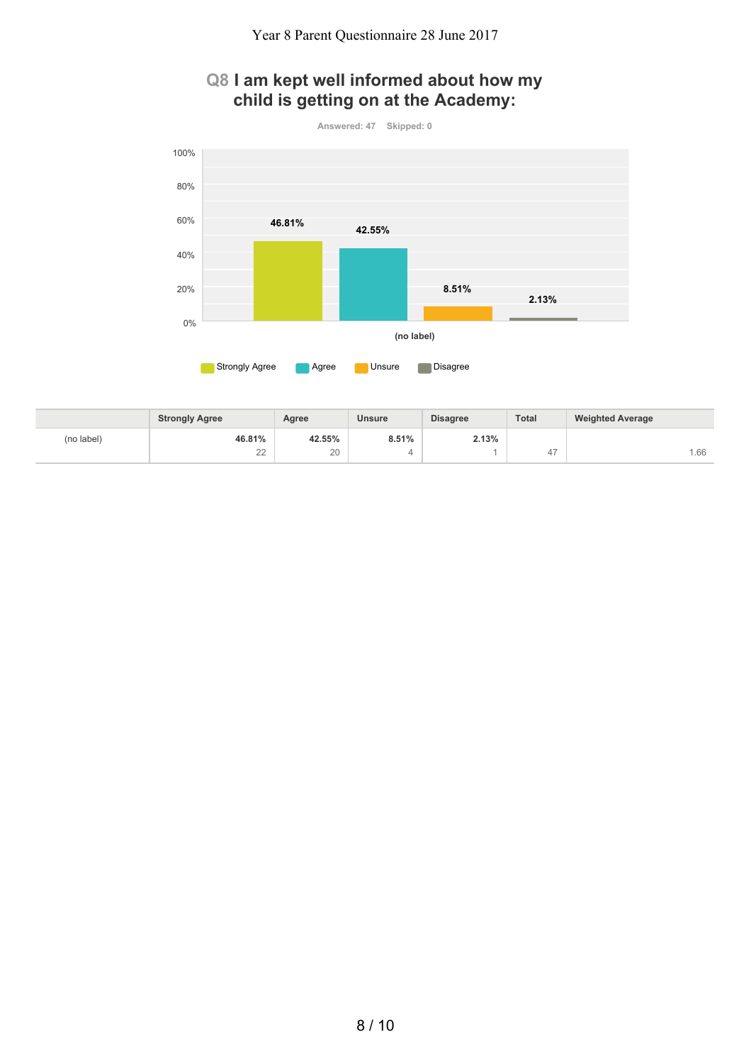## Q8 I am kept well informed about how my child is getting on at the Academy:

Answered: 47 Skipped: 0

|  | Strongly Agree | Agree | Unsure | Disagree | Total | Weighted Average |
|---|---|---|---|---|---|---|
| (no label) | 46.81%<br>22 | 42.55%<br>20 | 8.51%<br>4 | 2.13%<br>1 | 47 | 1.66 |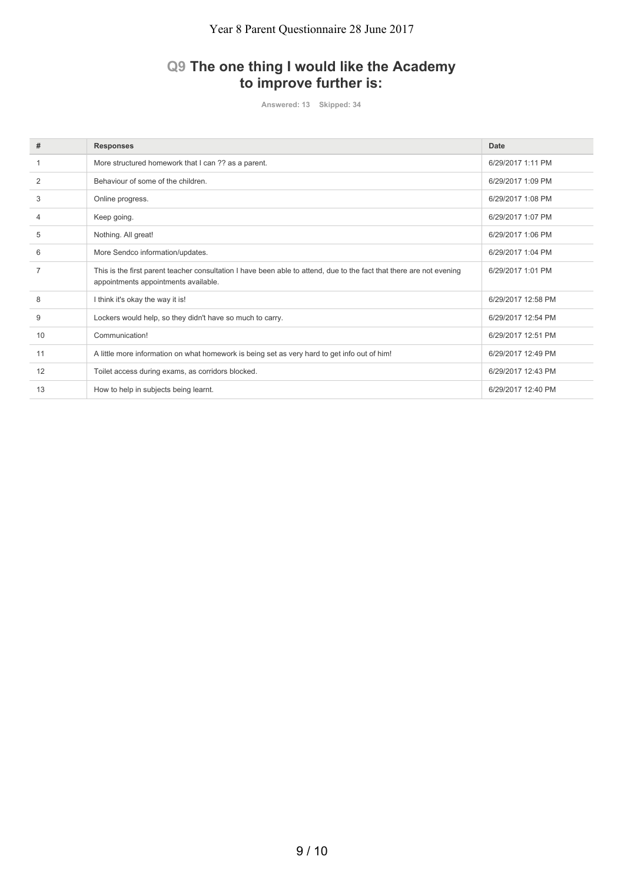## Q9 The one thing I would like the Academy to improve further is:

Answered: 13 Skipped: 34

| # | Responses | Date |
|---|---|---|
| 1 | More structured homework that I can ?? as a parent. | 6/29/2017 1:11 PM |
| 2 | Behaviour of some of the children. | 6/29/2017 1:09 PM |
| 3 | Online progress. | 6/29/2017 1:08 PM |
| 4 | Keep going. | 6/29/2017 1:07 PM |
| 5 | Nothing. All great! | 6/29/2017 1:06 PM |
| 6 | More Sendco information/updates. | 6/29/2017 1:04 PM |
| 7 | This is the first parent teacher consultation I have been able to attend, due to the fact that there are not evening appointments appointments available. | 6/29/2017 1:01 PM |
| 8 | I think it's okay the way it is! | 6/29/2017 12:58 PM |
| 9 | Lockers would help, so they didn't have so much to carry. | 6/29/2017 12:54 PM |
| 10 | Communication! | 6/29/2017 12:51 PM |
| 11 | A little more information on what homework is being set as very hard to get info out of him! | 6/29/2017 12:49 PM |
| 12 | Toilet access during exams, as corridors blocked. | 6/29/2017 12:43 PM |
| 13 | How to help in subjects being learnt. | 6/29/2017 12:40 PM |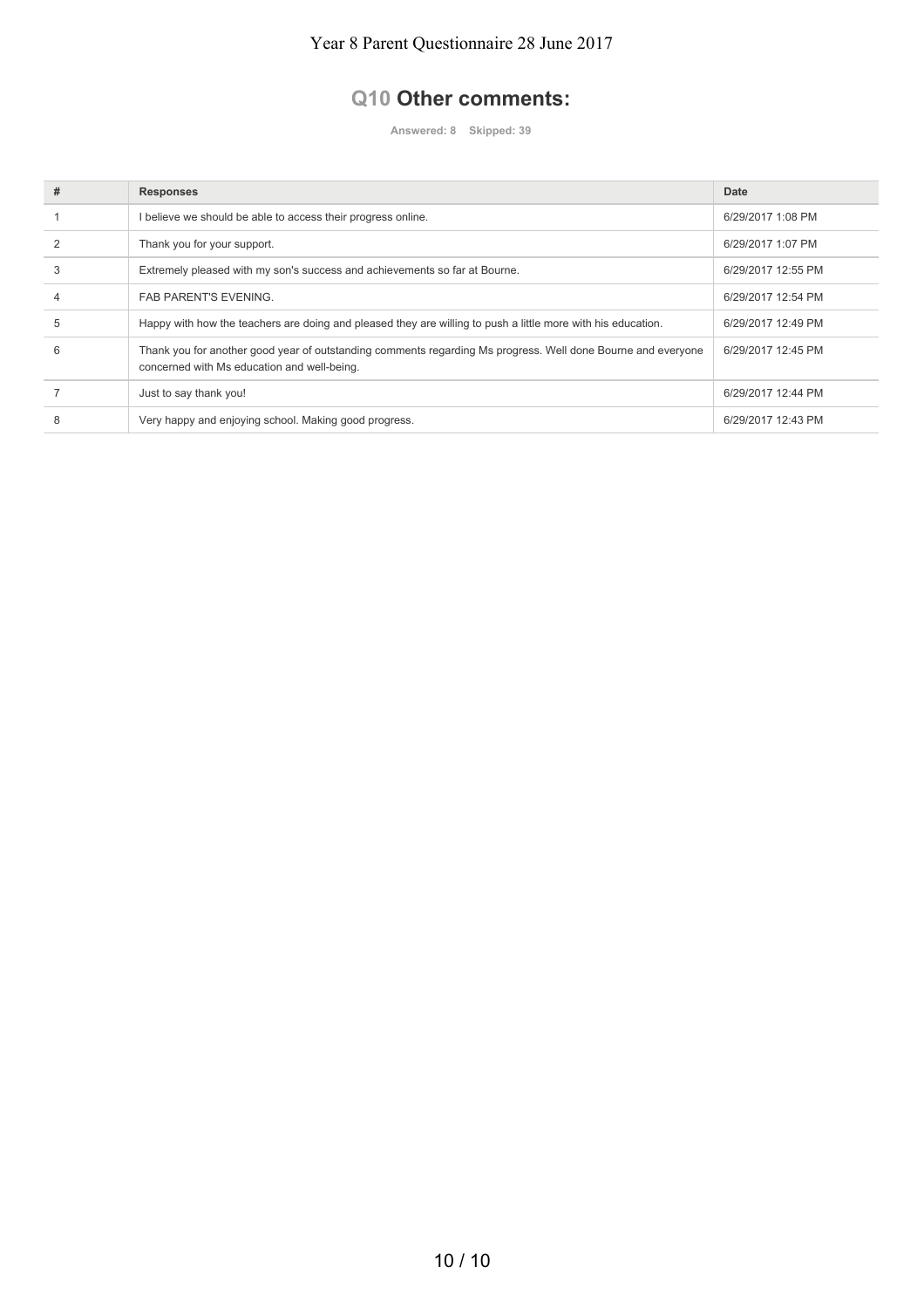# Q10 Other comments:

Answered: 8 Skipped: 39

| # | Responses | Date |
|---|---|---|
| 1 | I believe we should be able to access their progress online. | 6/29/2017 1:08 PM |
| 2 | Thank you for your support. | 6/29/2017 1:07 PM |
| 3 | Extremely pleased with my son's success and achievements so far at Bourne. | 6/29/2017 12:55 PM |
| 4 | FAB PARENT'S EVENING. | 6/29/2017 12:54 PM |
| 5 | Happy with how the teachers are doing and pleased they are willing to push a little more with his education. | 6/29/2017 12:49 PM |
| 6 | Thank you for another good year of outstanding comments regarding Ms progress. Well done Bourne and everyone concerned with Ms education and well-being. | 6/29/2017 12:45 PM |
| 7 | Just to say thank you! | 6/29/2017 12:44 PM |
| 8 | Very happy and enjoying school. Making good progress. | 6/29/2017 12:43 PM |